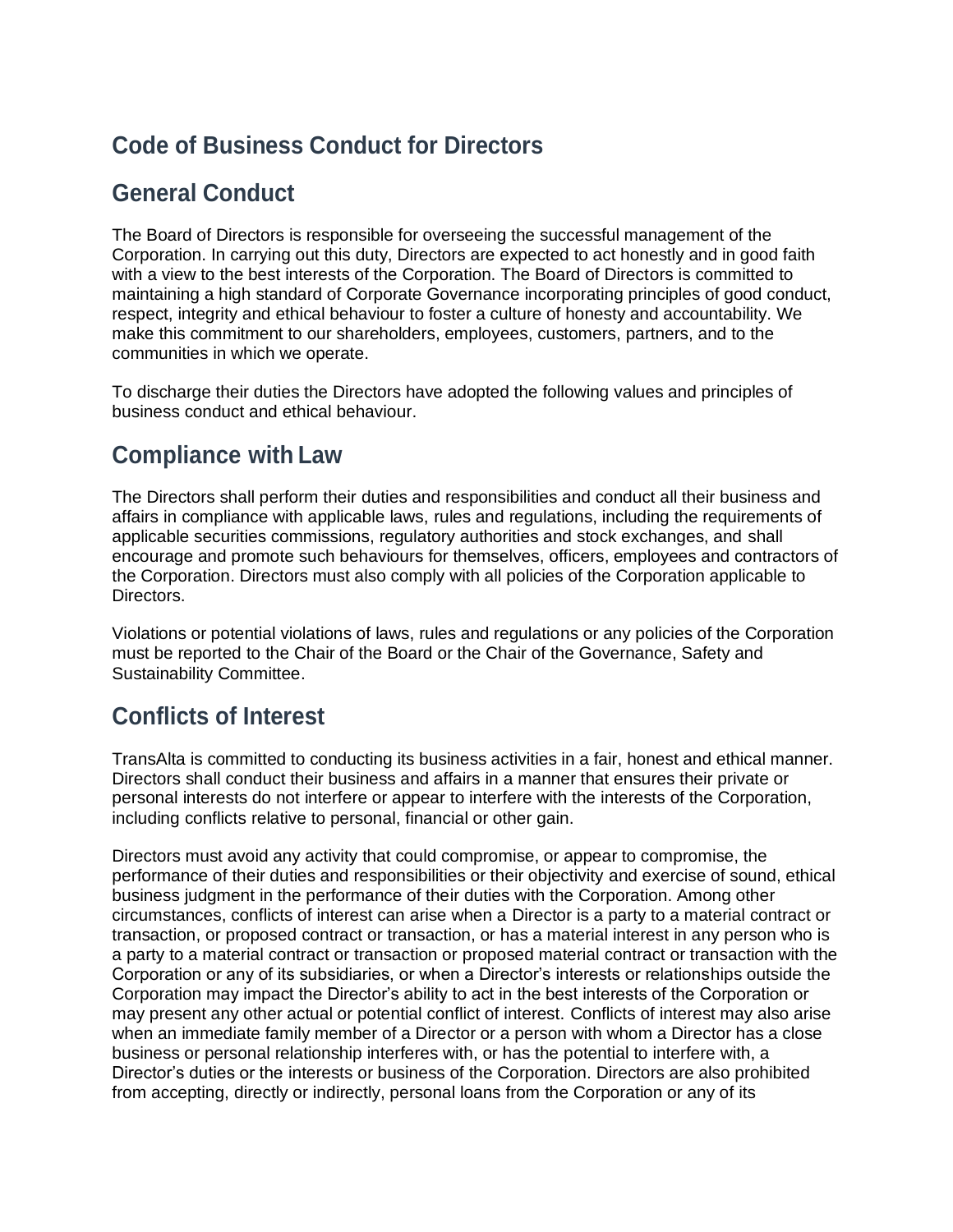# Code of Business Conduct for Directors

## General Conduct

The Board of Directors is responsible for overseeing the successful management of the Corporation. In carrying out this duty, Directors are expected to act honestly and in good faith with a view to the best interests of the Corporation. The Board of Directors is committed to maintaining a high standard of Corporate Governance incorporating principles of good conduct, respect, integrity and ethical behaviour to foster a culture of honesty and accountability. We make this commitment to our shareholders, employees, customers, partners, and to the communities in which we operate.

To discharge their duties the Directors have adopted the following values and principles of business conduct and ethical behaviour.

## Compliance with Law

The Directors shall perform their duties and responsibilities and conduct all their business and affairs in compliance with applicable laws, rules and regulations, including the requirements of applicable securities commissions, regulatory authorities and stock exchanges, and shall encourage and promote such behaviours for themselves, officers, employees and contractors of the Corporation. Directors must also comply with all policies of the Corporation applicable to Directors.

Violations or potential violations of laws, rules and regulations or any policies of the Corporation must be reported to the Chair of the Board or the Chair of the Governance, Safety and Sustainability Committee.

## Conflicts of Interest

TransAlta is committed to conducting its business activities in a fair, honest and ethical manner. Directors shall conduct their business and affairs in a manner that ensures their private or personal interests do not interfere or appear to interfere with the interests of the Corporation, including conflicts relative to personal, financial or other gain.

Directors must avoid any activity that could compromise, or appear to compromise, the performance of their duties and responsibilities or their objectivity and exercise of sound, ethical business judgment in the performance of their duties with the Corporation. Among other circumstances, conflicts of interest can arise when a Director is a party to a material contract or transaction, or proposed contract or transaction, or has a material interest in any person who is a party to a material contract or transaction or proposed material contract or transaction with the Corporation or any of its subsidiaries, or when a Director's interests or relationships outside the Corporation may impact the Director's ability to act in the best interests of the Corporation or may present any other actual or potential conflict of interest. Conflicts of interest may also arise when an immediate family member of a Director or a person with whom a Director has a close business or personal relationship interferes with, or has the potential to interfere with, a Director's duties or the interests or business of the Corporation. Directors are also prohibited from accepting, directly or indirectly, personal loans from the Corporation or any of its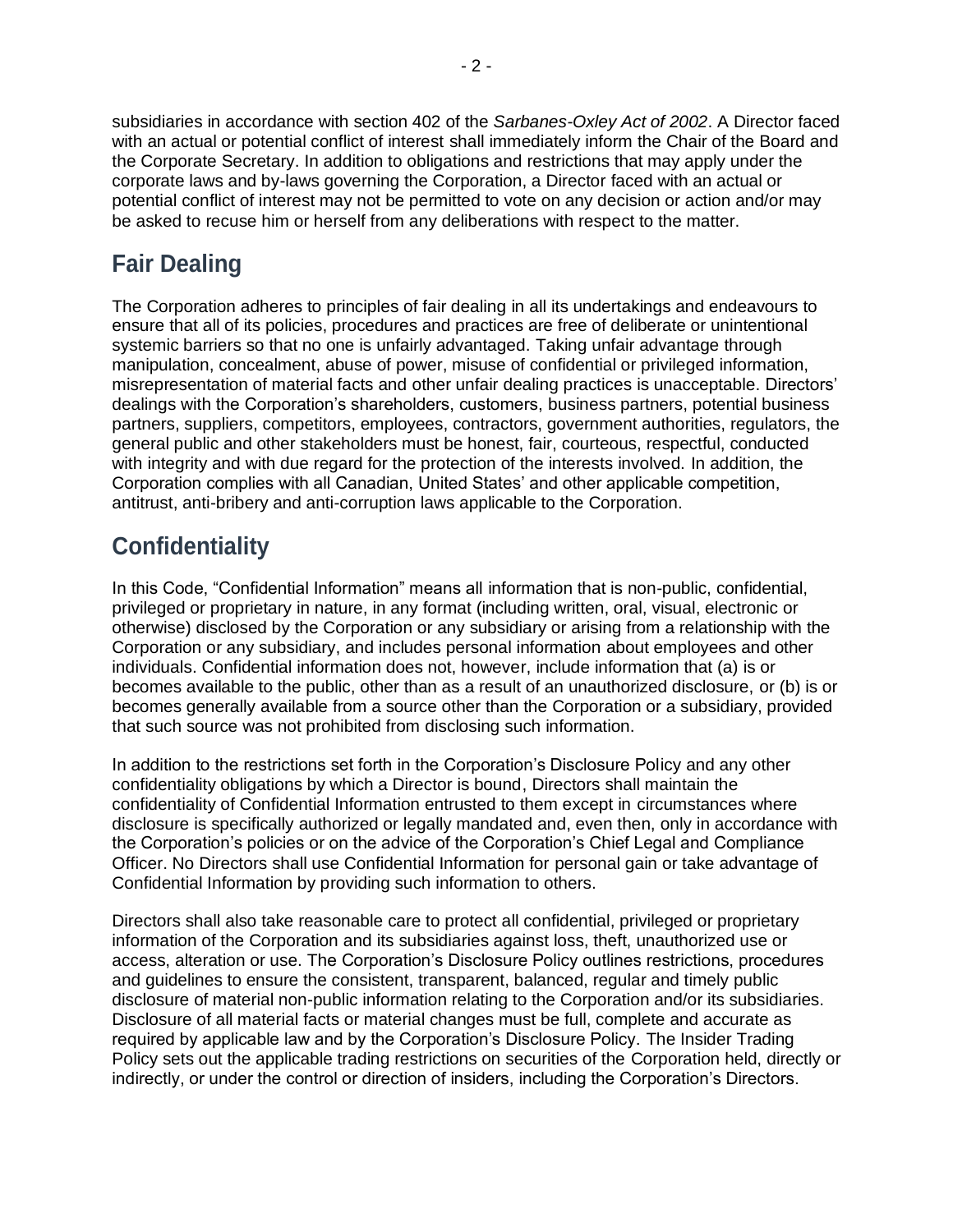subsidiaries in accordance with section 402 of the *Sarbanes-Oxley Act of 2002*. A Director faced with an actual or potential conflict of interest shall immediately inform the Chair of the Board and the Corporate Secretary. In addition to obligations and restrictions that may apply under the corporate laws and by-laws governing the Corporation, a Director faced with an actual or potential conflict of interest may not be permitted to vote on any decision or action and/or may be asked to recuse him or herself from any deliberations with respect to the matter.

## Fair Dealing

The Corporation adheres to principles of fair dealing in all its undertakings and endeavours to ensure that all of its policies, procedures and practices are free of deliberate or unintentional systemic barriers so that no one is unfairly advantaged. Taking unfair advantage through manipulation, concealment, abuse of power, misuse of confidential or privileged information, misrepresentation of material facts and other unfair dealing practices is unacceptable. Directors' dealings with the Corporation's shareholders, customers, business partners, potential business partners, suppliers, competitors, employees, contractors, government authorities, regulators, the general public and other stakeholders must be honest, fair, courteous, respectful, conducted with integrity and with due regard for the protection of the interests involved. In addition, the Corporation complies with all Canadian, United States' and other applicable competition, antitrust, anti-bribery and anti-corruption laws applicable to the Corporation.

## Confidentiality

In this Code, "Confidential Information" means all information that is non-public, confidential, privileged or proprietary in nature, in any format (including written, oral, visual, electronic or otherwise) disclosed by the Corporation or any subsidiary or arising from a relationship with the Corporation or any subsidiary, and includes personal information about employees and other individuals. Confidential information does not, however, include information that (a) is or becomes available to the public, other than as a result of an unauthorized disclosure, or (b) is or becomes generally available from a source other than the Corporation or a subsidiary, provided that such source was not prohibited from disclosing such information.

In addition to the restrictions set forth in the Corporation's Disclosure Policy and any other confidentiality obligations by which a Director is bound, Directors shall maintain the confidentiality of Confidential Information entrusted to them except in circumstances where disclosure is specifically authorized or legally mandated and, even then, only in accordance with the Corporation's policies or on the advice of the Corporation's Chief Legal and Compliance Officer. No Directors shall use Confidential Information for personal gain or take advantage of Confidential Information by providing such information to others.

Directors shall also take reasonable care to protect all confidential, privileged or proprietary information of the Corporation and its subsidiaries against loss, theft, unauthorized use or access, alteration or use. The Corporation's Disclosure Policy outlines restrictions, procedures and guidelines to ensure the consistent, transparent, balanced, regular and timely public disclosure of material non-public information relating to the Corporation and/or its subsidiaries. Disclosure of all material facts or material changes must be full, complete and accurate as required by applicable law and by the Corporation's Disclosure Policy. The Insider Trading Policy sets out the applicable trading restrictions on securities of the Corporation held, directly or indirectly, or under the control or direction of insiders, including the Corporation's Directors.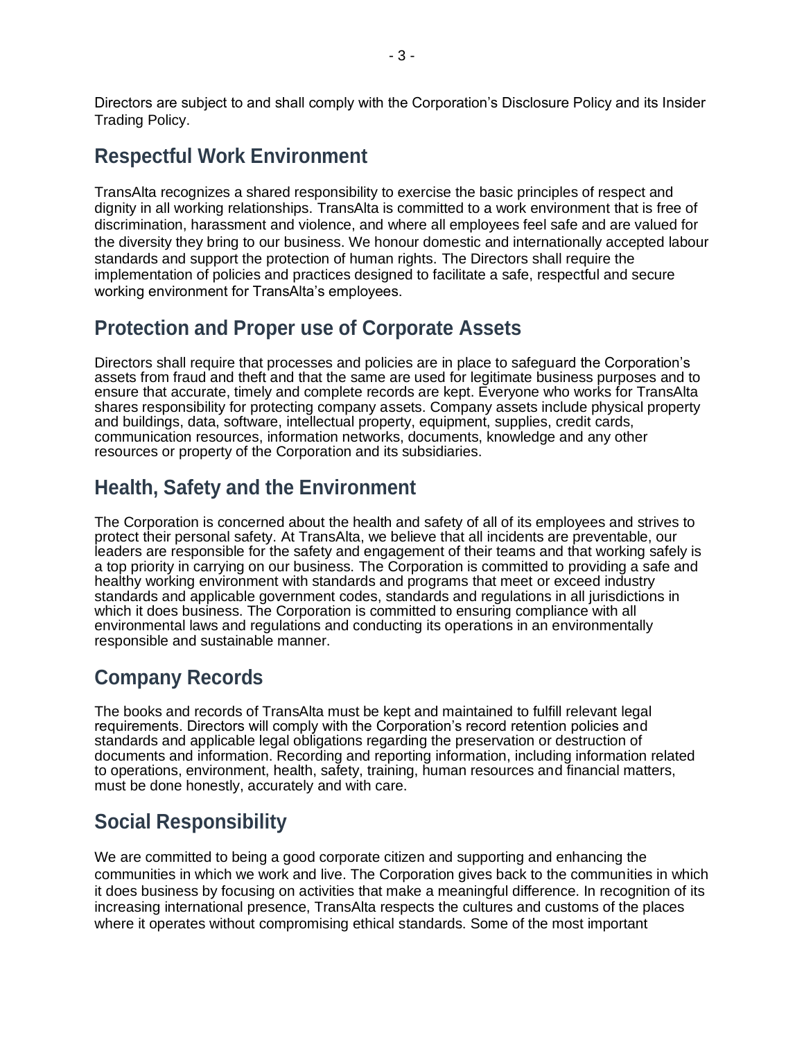Directors are subject to and shall comply with the Corporation's Disclosure Policy and its Insider Trading Policy.

## Respectful Work Environment

TransAlta recognizes a shared responsibility to exercise the basic principles of respect and dignity in all working relationships. TransAlta is committed to a work environment that is free of discrimination, harassment and violence, and where all employees feel safe and are valued for the diversity they bring to our business. We honour domestic and internationally accepted labour standards and support the protection of human rights. The Directors shall require the implementation of policies and practices designed to facilitate a safe, respectful and secure working environment for TransAlta's employees.

## Protection and Proper use of Corporate Assets

Directors shall require that processes and policies are in place to safeguard the Corporation's assets from fraud and theft and that the same are used for legitimate business purposes and to ensure that accurate, timely and complete records are kept. Everyone who works for TransAlta shares responsibility for protecting company assets. Company assets include physical property and buildings, data, software, intellectual property, equipment, supplies, credit cards, communication resources, information networks, documents, knowledge and any other resources or property of the Corporation and its subsidiaries.

## Health, Safety and the Environment

The Corporation is concerned about the health and safety of all of its employees and strives to protect their personal safety. At TransAlta, we believe that all incidents are preventable, our leaders are responsible for the safety and engagement of their teams and that working safely is a top priority in carrying on our business. The Corporation is committed to providing a safe and healthy working environment with standards and programs that meet or exceed industry standards and applicable government codes, standards and regulations in all jurisdictions in which it does business. The Corporation is committed to ensuring compliance with all environmental laws and regulations and conducting its operations in an environmentally responsible and sustainable manner.

## Company Records

The books and records of TransAlta must be kept and maintained to fulfill relevant legal requirements. Directors will comply with the Corporation's record retention policies and standards and applicable legal obligations regarding the preservation or destruction of documents and information. Recording and reporting information, including information related to operations, environment, health, safety, training, human resources and financial matters, must be done honestly, accurately and with care.

## Social Responsibility

We are committed to being a good corporate citizen and supporting and enhancing the communities in which we work and live. The Corporation gives back to the communities in which it does business by focusing on activities that make a meaningful difference. In recognition of its increasing international presence, TransAlta respects the cultures and customs of the places where it operates without compromising ethical standards. Some of the most important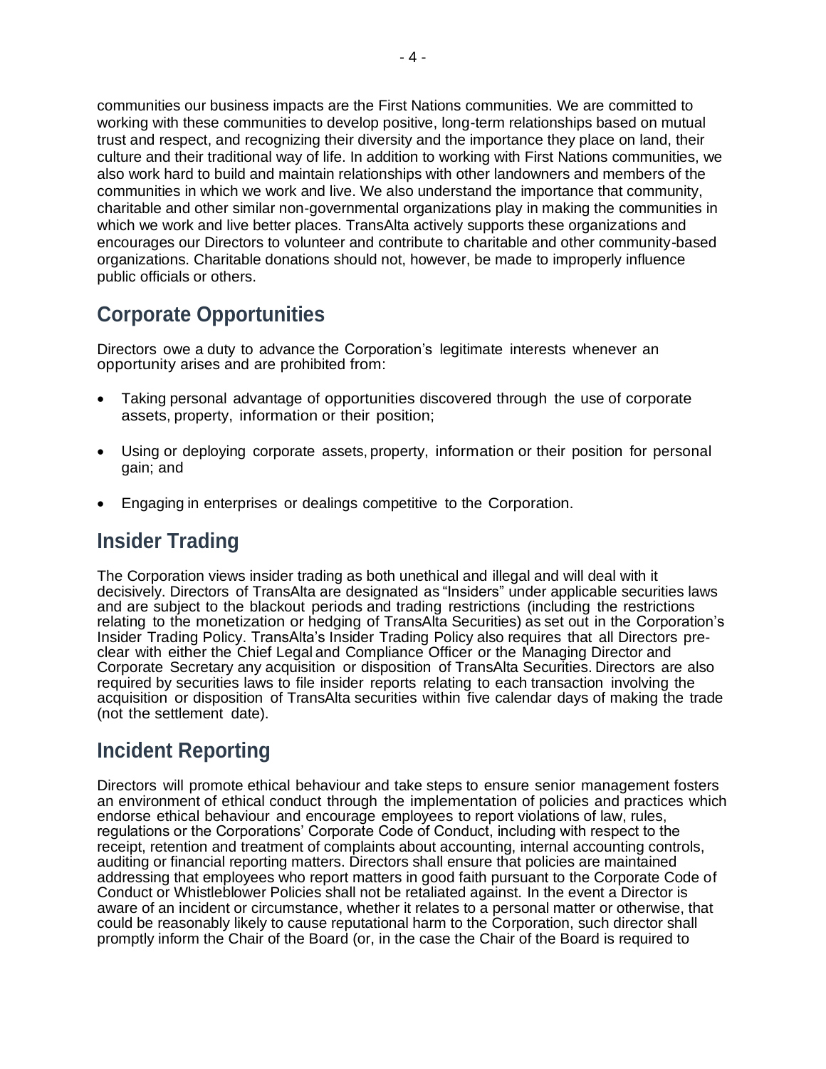communities our business impacts are the First Nations communities. We are committed to working with these communities to develop positive, long-term relationships based on mutual trust and respect, and recognizing their diversity and the importance they place on land, their culture and their traditional way of life. In addition to working with First Nations communities, we also work hard to build and maintain relationships with other landowners and members of the communities in which we work and live. We also understand the importance that community, charitable and other similar non-governmental organizations play in making the communities in which we work and live better places. TransAlta actively supports these organizations and encourages our Directors to volunteer and contribute to charitable and other community-based organizations. Charitable donations should not, however, be made to improperly influence public officials or others.

## Corporate Opportunities

Directors owe a duty to advance the Corporation's legitimate interests whenever an opportunity arises and are prohibited from:

- Taking personal advantage of opportunities discovered through the use of corporate assets, property, information or their position;
- Using or deploying corporate assets, property, information or their position for personal gain; and
- Engaging in enterprises or dealings competitive to the Corporation.

## Insider Trading

The Corporation views insider trading as both unethical and illegal and will deal with it decisively. Directors of TransAlta are designated as "Insiders" under applicable securities laws and are subject to the blackout periods and trading restrictions (including the restrictions relating to the monetization or hedging of TransAlta Securities) as set out in the Corporation's Insider Trading Policy. TransAlta's Insider Trading Policy also requires that all Directors pre-clear with either the Chief Legal and Compliance Officer or the Managing Director and Corporate Secretary any acquisition or disposition of TransAlta Securities. Directors are also required by securities laws to file insider reports relating to each transaction involving the acquisition or disposition of TransAlta securities within five calendar days of making the trade (not the settlement date).

## Incident Reporting

Directors will promote ethical behaviour and take steps to ensure senior management fosters an environment of ethical conduct through the implementation of policies and practices which endorse ethical behaviour and encourage employees to report violations of law, rules, regulations or the Corporations' Corporate Code of Conduct, including with respect to the receipt, retention and treatment of complaints about accounting, internal accounting controls, auditing or financial reporting matters. Directors shall ensure that policies are maintained addressing that employees who report matters in good faith pursuant to the Corporate Code of Conduct or Whistleblower Policies shall not be retaliated against. In the event a Director is aware of an incident or circumstance, whether it relates to a personal matter or otherwise, that could be reasonably likely to cause reputational harm to the Corporation, such director shall promptly inform the Chair of the Board (or, in the case the Chair of the Board is required to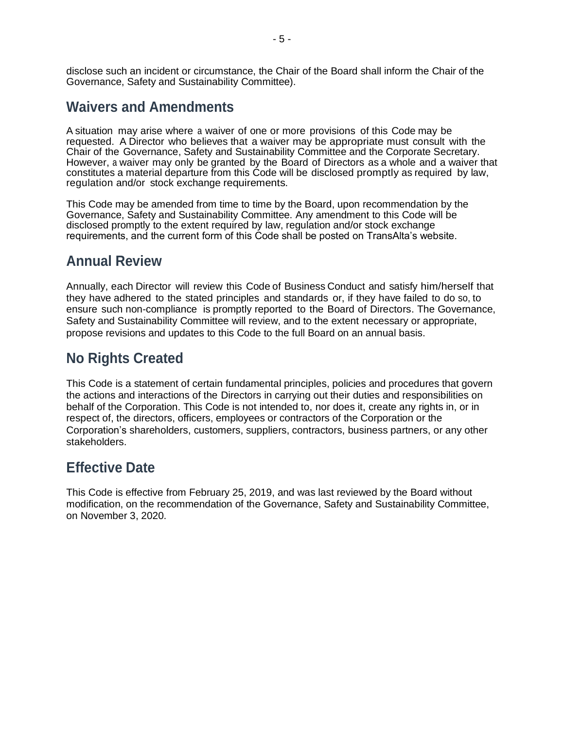disclose such an incident or circumstance, the Chair of the Board shall inform the Chair of the Governance, Safety and Sustainability Committee).

## Waivers and Amendments

A situation may arise where a waiver of one or more provisions of this Code may be requested. A Director who believes that a waiver may be appropriate must consult with the Chair of the Governance, Safety and Sustainability Committee and the Corporate Secretary. However, a waiver may only be granted by the Board of Directors as a whole and a waiver that constitutes a material departure from this Code will be disclosed promptly as required by law, regulation and/or stock exchange requirements.

This Code may be amended from time to time by the Board, upon recommendation by the Governance, Safety and Sustainability Committee. Any amendment to this Code will be disclosed promptly to the extent required by law, regulation and/or stock exchange requirements, and the current form of this Code shall be posted on TransAlta's website.

## Annual Review

Annually, each Director will review this Code of Business Conduct and satisfy him/herself that they have adhered to the stated principles and standards or, if they have failed to do so, to ensure such non-compliance is promptly reported to the Board of Directors. The Governance, Safety and Sustainability Committee will review, and to the extent necessary or appropriate, propose revisions and updates to this Code to the full Board on an annual basis.

## No Rights Created

This Code is a statement of certain fundamental principles, policies and procedures that govern the actions and interactions of the Directors in carrying out their duties and responsibilities on behalf of the Corporation. This Code is not intended to, nor does it, create any rights in, or in respect of, the directors, officers, employees or contractors of the Corporation or the Corporation's shareholders, customers, suppliers, contractors, business partners, or any other stakeholders.

## Effective Date

This Code is effective from February 25, 2019, and was last reviewed by the Board without modification, on the recommendation of the Governance, Safety and Sustainability Committee, on November 3, 2020.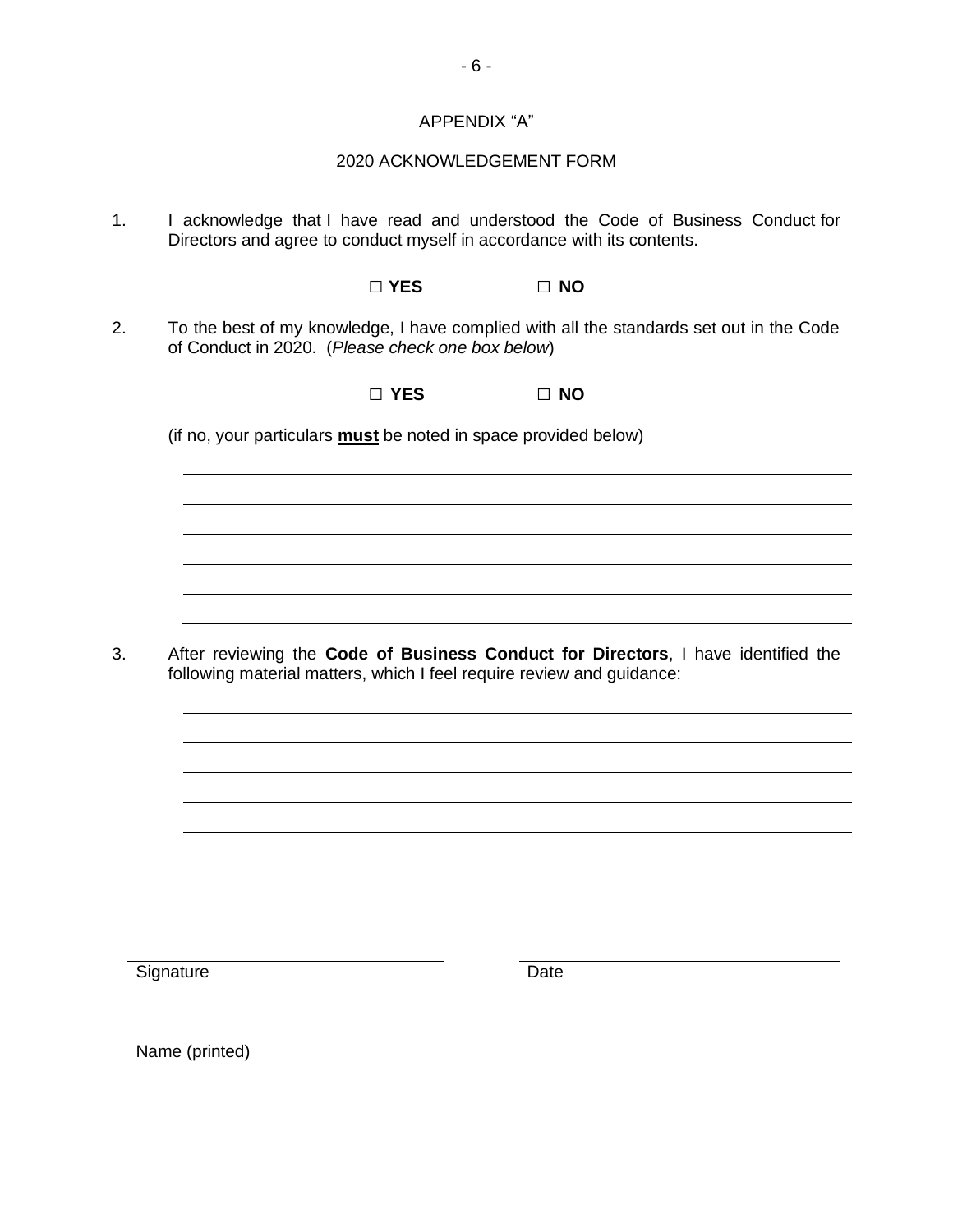# APPENDIX "A"

## 2020 ACKNOWLEDGEMENT FORM

1. I acknowledge that I have read and understood the Code of Business Conduct for Directors and agree to conduct myself in accordance with its contents.

   ☐ **YES** ☐ **NO**

2. To the best of my knowledge, I have complied with all the standards set out in the Code of Conduct in 2020. (*Please check one box below*)

   ☐ **YES** ☐ **NO**

   (if no, your particulars **<u>must</u>** be noted in space provided below)

   \_\_\_\_\_\_\_\_\_\_\_\_\_\_\_\_\_\_\_\_\_\_\_\_\_\_\_\_\_\_\_\_\_\_\_\_\_\_\_\_

   \_\_\_\_\_\_\_\_\_\_\_\_\_\_\_\_\_\_\_\_\_\_\_\_\_\_\_\_\_\_\_\_\_\_\_\_\_\_\_\_

   \_\_\_\_\_\_\_\_\_\_\_\_\_\_\_\_\_\_\_\_\_\_\_\_\_\_\_\_\_\_\_\_\_\_\_\_\_\_\_\_

   \_\_\_\_\_\_\_\_\_\_\_\_\_\_\_\_\_\_\_\_\_\_\_\_\_\_\_\_\_\_\_\_\_\_\_\_\_\_\_\_

   \_\_\_\_\_\_\_\_\_\_\_\_\_\_\_\_\_\_\_\_\_\_\_\_\_\_\_\_\_\_\_\_\_\_\_\_\_\_\_\_

   \_\_\_\_\_\_\_\_\_\_\_\_\_\_\_\_\_\_\_\_\_\_\_\_\_\_\_\_\_\_\_\_\_\_\_\_\_\_\_\_

3. After reviewing the **Code of Business Conduct for Directors**, I have identified the following material matters, which I feel require review and guidance:

   \_\_\_\_\_\_\_\_\_\_\_\_\_\_\_\_\_\_\_\_\_\_\_\_\_\_\_\_\_\_\_\_\_\_\_\_\_\_\_\_

   \_\_\_\_\_\_\_\_\_\_\_\_\_\_\_\_\_\_\_\_\_\_\_\_\_\_\_\_\_\_\_\_\_\_\_\_\_\_\_\_

   \_\_\_\_\_\_\_\_\_\_\_\_\_\_\_\_\_\_\_\_\_\_\_\_\_\_\_\_\_\_\_\_\_\_\_\_\_\_\_\_

   \_\_\_\_\_\_\_\_\_\_\_\_\_\_\_\_\_\_\_\_\_\_\_\_\_\_\_\_\_\_\_\_\_\_\_\_\_\_\_\_

   \_\_\_\_\_\_\_\_\_\_\_\_\_\_\_\_\_\_\_\_\_\_\_\_\_\_\_\_\_\_\_\_\_\_\_\_\_\_\_\_

   \_\_\_\_\_\_\_\_\_\_\_\_\_\_\_\_\_\_\_\_\_\_\_\_\_\_\_\_\_\_\_\_\_\_\_\_\_\_\_\_

\_\_\_\_\_\_\_\_\_\_\_\_\_\_\_\_\_\_\_\_\_\_\_\_\_\_\_\_\_\_
Signature

\_\_\_\_\_\_\_\_\_\_\_\_\_\_\_\_\_\_\_\_\_\_\_\_\_\_\_\_\_\_
Date

\_\_\_\_\_\_\_\_\_\_\_\_\_\_\_\_\_\_\_\_\_\_\_\_\_\_\_\_\_\_
Name (printed)